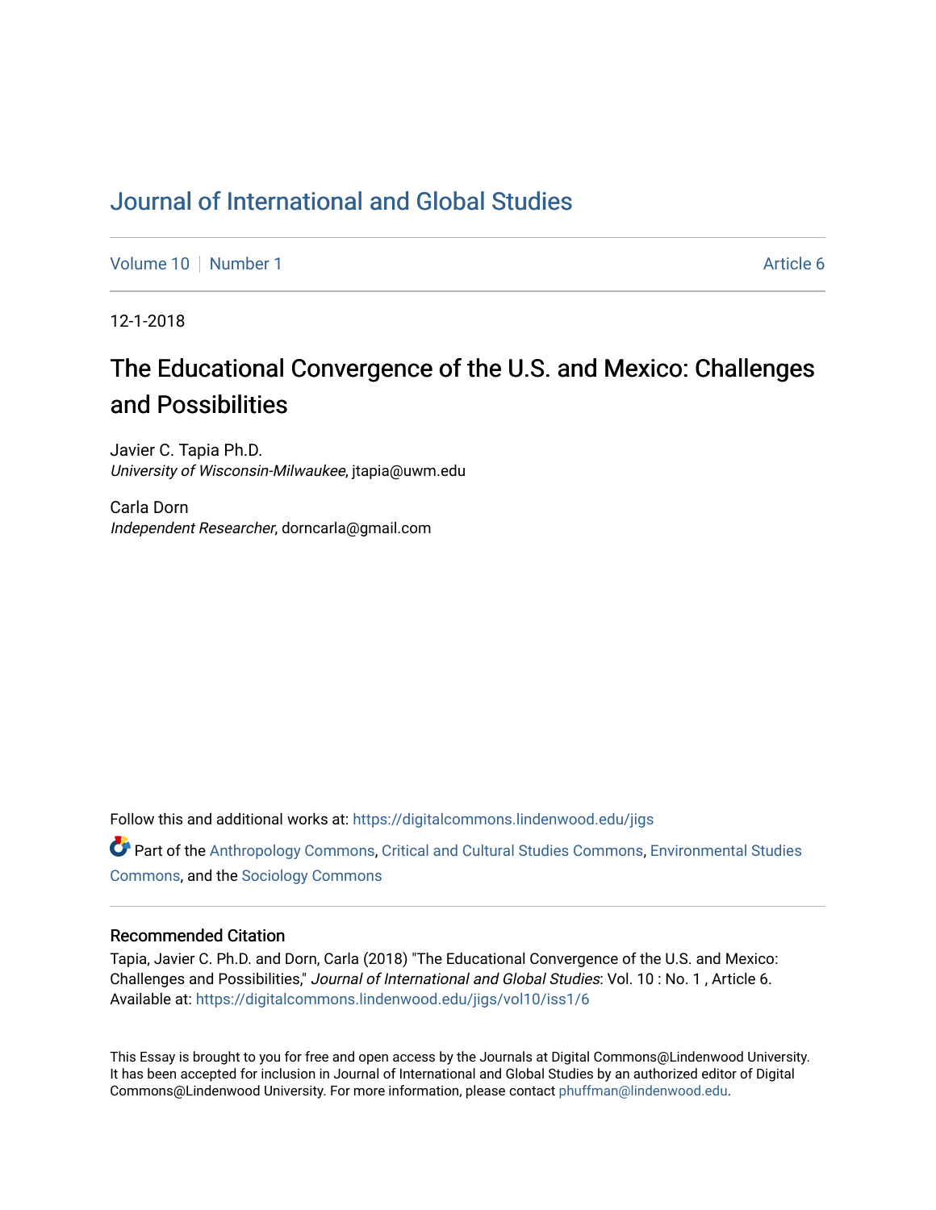# Journal of International and Global Studies

Volume 10 | Number 1 | Article 6

12-1-2018

## The Educational Convergence of the U.S. and Mexico: Challenges and Possibilities

Javier C. Tapia Ph.D.
*University of Wisconsin-Milwaukee*, jtapia@uwm.edu

Carla Dorn
*Independent Researcher*, dorncarla@gmail.com

Follow this and additional works at: https://digitalcommons.lindenwood.edu/jigs

Part of the Anthropology Commons, Critical and Cultural Studies Commons, Environmental Studies Commons, and the Sociology Commons

### Recommended Citation

Tapia, Javier C. Ph.D. and Dorn, Carla (2018) "The Educational Convergence of the U.S. and Mexico: Challenges and Possibilities," *Journal of International and Global Studies*: Vol. 10 : No. 1 , Article 6.
Available at: https://digitalcommons.lindenwood.edu/jigs/vol10/iss1/6

This Essay is brought to you for free and open access by the Journals at Digital Commons@Lindenwood University. It has been accepted for inclusion in Journal of International and Global Studies by an authorized editor of Digital Commons@Lindenwood University. For more information, please contact phuffman@lindenwood.edu.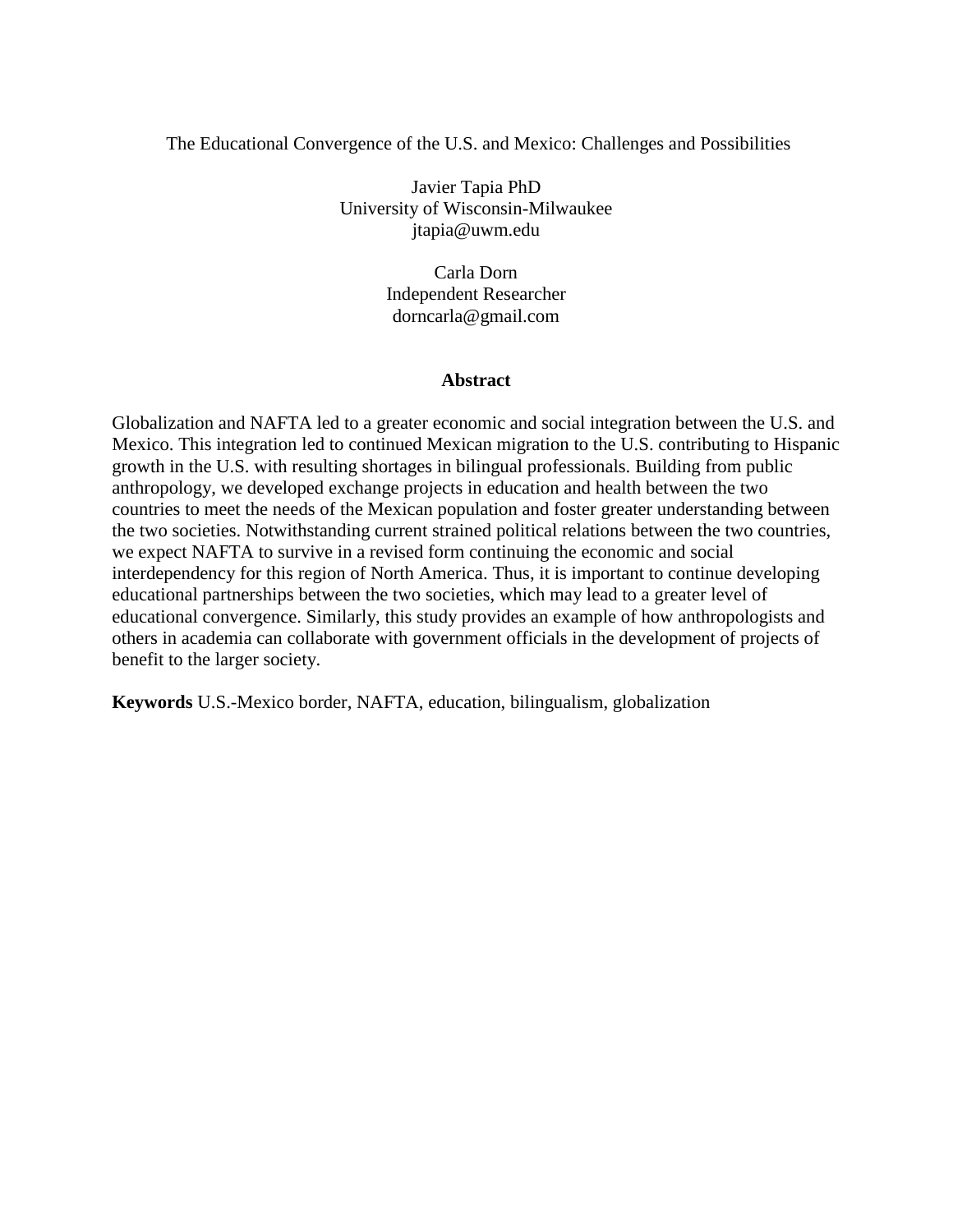# The Educational Convergence of the U.S. and Mexico: Challenges and Possibilities

Javier Tapia PhD
University of Wisconsin-Milwaukee
jtapia@uwm.edu

Carla Dorn
Independent Researcher
dorncarla@gmail.com

## Abstract

Globalization and NAFTA led to a greater economic and social integration between the U.S. and Mexico. This integration led to continued Mexican migration to the U.S. contributing to Hispanic growth in the U.S. with resulting shortages in bilingual professionals. Building from public anthropology, we developed exchange projects in education and health between the two countries to meet the needs of the Mexican population and foster greater understanding between the two societies. Notwithstanding current strained political relations between the two countries, we expect NAFTA to survive in a revised form continuing the economic and social interdependency for this region of North America. Thus, it is important to continue developing educational partnerships between the two societies, which may lead to a greater level of educational convergence. Similarly, this study provides an example of how anthropologists and others in academia can collaborate with government officials in the development of projects of benefit to the larger society.

**Keywords** U.S.-Mexico border, NAFTA, education, bilingualism, globalization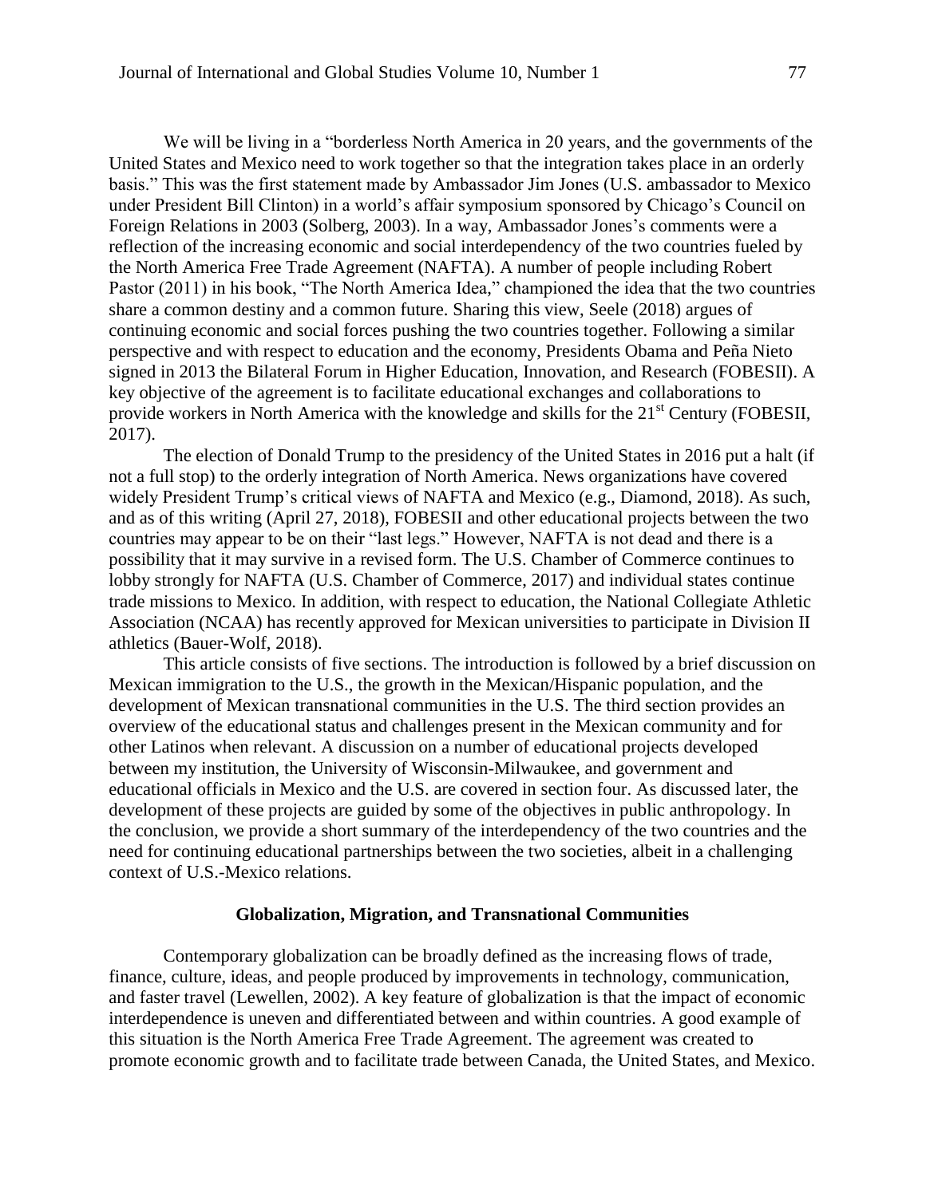We will be living in a "borderless North America in 20 years, and the governments of the United States and Mexico need to work together so that the integration takes place in an orderly basis." This was the first statement made by Ambassador Jim Jones (U.S. ambassador to Mexico under President Bill Clinton) in a world's affair symposium sponsored by Chicago's Council on Foreign Relations in 2003 (Solberg, 2003). In a way, Ambassador Jones's comments were a reflection of the increasing economic and social interdependency of the two countries fueled by the North America Free Trade Agreement (NAFTA). A number of people including Robert Pastor (2011) in his book, "The North America Idea," championed the idea that the two countries share a common destiny and a common future. Sharing this view, Seele (2018) argues of continuing economic and social forces pushing the two countries together. Following a similar perspective and with respect to education and the economy, Presidents Obama and Peña Nieto signed in 2013 the Bilateral Forum in Higher Education, Innovation, and Research (FOBESII). A key objective of the agreement is to facilitate educational exchanges and collaborations to provide workers in North America with the knowledge and skills for the 21st Century (FOBESII, 2017).

The election of Donald Trump to the presidency of the United States in 2016 put a halt (if not a full stop) to the orderly integration of North America. News organizations have covered widely President Trump's critical views of NAFTA and Mexico (e.g., Diamond, 2018). As such, and as of this writing (April 27, 2018), FOBESII and other educational projects between the two countries may appear to be on their "last legs." However, NAFTA is not dead and there is a possibility that it may survive in a revised form. The U.S. Chamber of Commerce continues to lobby strongly for NAFTA (U.S. Chamber of Commerce, 2017) and individual states continue trade missions to Mexico. In addition, with respect to education, the National Collegiate Athletic Association (NCAA) has recently approved for Mexican universities to participate in Division II athletics (Bauer-Wolf, 2018).

This article consists of five sections. The introduction is followed by a brief discussion on Mexican immigration to the U.S., the growth in the Mexican/Hispanic population, and the development of Mexican transnational communities in the U.S. The third section provides an overview of the educational status and challenges present in the Mexican community and for other Latinos when relevant. A discussion on a number of educational projects developed between my institution, the University of Wisconsin-Milwaukee, and government and educational officials in Mexico and the U.S. are covered in section four. As discussed later, the development of these projects are guided by some of the objectives in public anthropology. In the conclusion, we provide a short summary of the interdependency of the two countries and the need for continuing educational partnerships between the two societies, albeit in a challenging context of U.S.-Mexico relations.

## Globalization, Migration, and Transnational Communities

Contemporary globalization can be broadly defined as the increasing flows of trade, finance, culture, ideas, and people produced by improvements in technology, communication, and faster travel (Lewellen, 2002). A key feature of globalization is that the impact of economic interdependence is uneven and differentiated between and within countries. A good example of this situation is the North America Free Trade Agreement. The agreement was created to promote economic growth and to facilitate trade between Canada, the United States, and Mexico.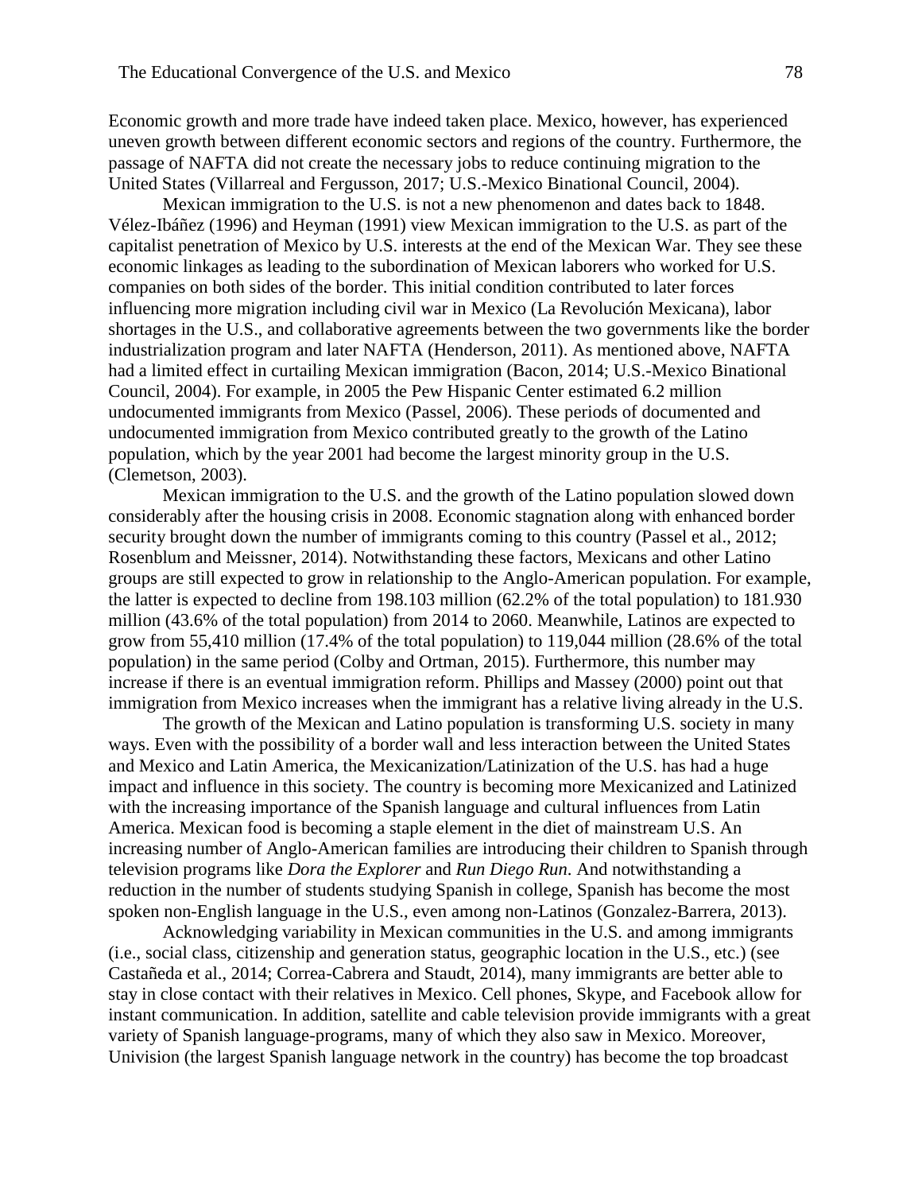Economic growth and more trade have indeed taken place. Mexico, however, has experienced uneven growth between different economic sectors and regions of the country. Furthermore, the passage of NAFTA did not create the necessary jobs to reduce continuing migration to the United States (Villarreal and Fergusson, 2017; U.S.-Mexico Binational Council, 2004).

Mexican immigration to the U.S. is not a new phenomenon and dates back to 1848. Vélez-Ibáñez (1996) and Heyman (1991) view Mexican immigration to the U.S. as part of the capitalist penetration of Mexico by U.S. interests at the end of the Mexican War. They see these economic linkages as leading to the subordination of Mexican laborers who worked for U.S. companies on both sides of the border. This initial condition contributed to later forces influencing more migration including civil war in Mexico (La Revolución Mexicana), labor shortages in the U.S., and collaborative agreements between the two governments like the border industrialization program and later NAFTA (Henderson, 2011). As mentioned above, NAFTA had a limited effect in curtailing Mexican immigration (Bacon, 2014; U.S.-Mexico Binational Council, 2004). For example, in 2005 the Pew Hispanic Center estimated 6.2 million undocumented immigrants from Mexico (Passel, 2006). These periods of documented and undocumented immigration from Mexico contributed greatly to the growth of the Latino population, which by the year 2001 had become the largest minority group in the U.S. (Clemetson, 2003).

Mexican immigration to the U.S. and the growth of the Latino population slowed down considerably after the housing crisis in 2008. Economic stagnation along with enhanced border security brought down the number of immigrants coming to this country (Passel et al., 2012; Rosenblum and Meissner, 2014). Notwithstanding these factors, Mexicans and other Latino groups are still expected to grow in relationship to the Anglo-American population. For example, the latter is expected to decline from 198.103 million (62.2% of the total population) to 181.930 million (43.6% of the total population) from 2014 to 2060. Meanwhile, Latinos are expected to grow from 55,410 million (17.4% of the total population) to 119,044 million (28.6% of the total population) in the same period (Colby and Ortman, 2015). Furthermore, this number may increase if there is an eventual immigration reform. Phillips and Massey (2000) point out that immigration from Mexico increases when the immigrant has a relative living already in the U.S.

The growth of the Mexican and Latino population is transforming U.S. society in many ways. Even with the possibility of a border wall and less interaction between the United States and Mexico and Latin America, the Mexicanization/Latinization of the U.S. has had a huge impact and influence in this society. The country is becoming more Mexicanized and Latinized with the increasing importance of the Spanish language and cultural influences from Latin America. Mexican food is becoming a staple element in the diet of mainstream U.S. An increasing number of Anglo-American families are introducing their children to Spanish through television programs like *Dora the Explorer* and *Run Diego Run*. And notwithstanding a reduction in the number of students studying Spanish in college, Spanish has become the most spoken non-English language in the U.S., even among non-Latinos (Gonzalez-Barrera, 2013).

Acknowledging variability in Mexican communities in the U.S. and among immigrants (i.e., social class, citizenship and generation status, geographic location in the U.S., etc.) (see Castañeda et al., 2014; Correa-Cabrera and Staudt, 2014), many immigrants are better able to stay in close contact with their relatives in Mexico. Cell phones, Skype, and Facebook allow for instant communication. In addition, satellite and cable television provide immigrants with a great variety of Spanish language-programs, many of which they also saw in Mexico. Moreover, Univision (the largest Spanish language network in the country) has become the top broadcast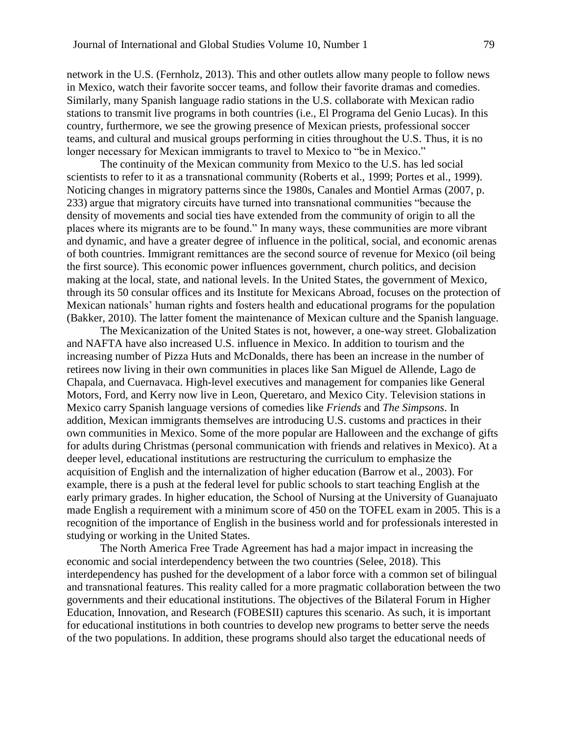network in the U.S. (Fernholz, 2013). This and other outlets allow many people to follow news in Mexico, watch their favorite soccer teams, and follow their favorite dramas and comedies. Similarly, many Spanish language radio stations in the U.S. collaborate with Mexican radio stations to transmit live programs in both countries (i.e., El Programa del Genio Lucas). In this country, furthermore, we see the growing presence of Mexican priests, professional soccer teams, and cultural and musical groups performing in cities throughout the U.S. Thus, it is no longer necessary for Mexican immigrants to travel to Mexico to "be in Mexico."

The continuity of the Mexican community from Mexico to the U.S. has led social scientists to refer to it as a transnational community (Roberts et al., 1999; Portes et al., 1999). Noticing changes in migratory patterns since the 1980s, Canales and Montiel Armas (2007, p. 233) argue that migratory circuits have turned into transnational communities "because the density of movements and social ties have extended from the community of origin to all the places where its migrants are to be found." In many ways, these communities are more vibrant and dynamic, and have a greater degree of influence in the political, social, and economic arenas of both countries. Immigrant remittances are the second source of revenue for Mexico (oil being the first source). This economic power influences government, church politics, and decision making at the local, state, and national levels. In the United States, the government of Mexico, through its 50 consular offices and its Institute for Mexicans Abroad, focuses on the protection of Mexican nationals' human rights and fosters health and educational programs for the population (Bakker, 2010). The latter foment the maintenance of Mexican culture and the Spanish language.

The Mexicanization of the United States is not, however, a one-way street. Globalization and NAFTA have also increased U.S. influence in Mexico. In addition to tourism and the increasing number of Pizza Huts and McDonalds, there has been an increase in the number of retirees now living in their own communities in places like San Miguel de Allende, Lago de Chapala, and Cuernavaca. High-level executives and management for companies like General Motors, Ford, and Kerry now live in Leon, Queretaro, and Mexico City. Television stations in Mexico carry Spanish language versions of comedies like *Friends* and *The Simpsons*. In addition, Mexican immigrants themselves are introducing U.S. customs and practices in their own communities in Mexico. Some of the more popular are Halloween and the exchange of gifts for adults during Christmas (personal communication with friends and relatives in Mexico). At a deeper level, educational institutions are restructuring the curriculum to emphasize the acquisition of English and the internalization of higher education (Barrow et al., 2003). For example, there is a push at the federal level for public schools to start teaching English at the early primary grades. In higher education, the School of Nursing at the University of Guanajuato made English a requirement with a minimum score of 450 on the TOFEL exam in 2005. This is a recognition of the importance of English in the business world and for professionals interested in studying or working in the United States.

The North America Free Trade Agreement has had a major impact in increasing the economic and social interdependency between the two countries (Selee, 2018). This interdependency has pushed for the development of a labor force with a common set of bilingual and transnational features. This reality called for a more pragmatic collaboration between the two governments and their educational institutions. The objectives of the Bilateral Forum in Higher Education, Innovation, and Research (FOBESII) captures this scenario. As such, it is important for educational institutions in both countries to develop new programs to better serve the needs of the two populations. In addition, these programs should also target the educational needs of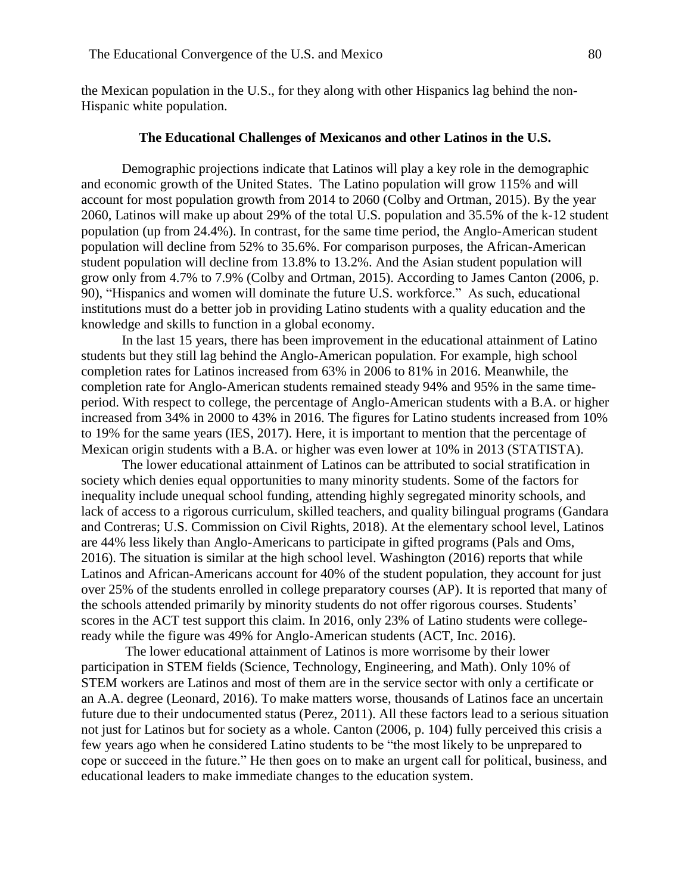the Mexican population in the U.S., for they along with other Hispanics lag behind the non-Hispanic white population.

### The Educational Challenges of Mexicanos and other Latinos in the U.S.

Demographic projections indicate that Latinos will play a key role in the demographic and economic growth of the United States. The Latino population will grow 115% and will account for most population growth from 2014 to 2060 (Colby and Ortman, 2015). By the year 2060, Latinos will make up about 29% of the total U.S. population and 35.5% of the k-12 student population (up from 24.4%). In contrast, for the same time period, the Anglo-American student population will decline from 52% to 35.6%. For comparison purposes, the African-American student population will decline from 13.8% to 13.2%. And the Asian student population will grow only from 4.7% to 7.9% (Colby and Ortman, 2015). According to James Canton (2006, p. 90), "Hispanics and women will dominate the future U.S. workforce." As such, educational institutions must do a better job in providing Latino students with a quality education and the knowledge and skills to function in a global economy.

In the last 15 years, there has been improvement in the educational attainment of Latino students but they still lag behind the Anglo-American population. For example, high school completion rates for Latinos increased from 63% in 2006 to 81% in 2016. Meanwhile, the completion rate for Anglo-American students remained steady 94% and 95% in the same time-period. With respect to college, the percentage of Anglo-American students with a B.A. or higher increased from 34% in 2000 to 43% in 2016. The figures for Latino students increased from 10% to 19% for the same years (IES, 2017). Here, it is important to mention that the percentage of Mexican origin students with a B.A. or higher was even lower at 10% in 2013 (STATISTA).

The lower educational attainment of Latinos can be attributed to social stratification in society which denies equal opportunities to many minority students. Some of the factors for inequality include unequal school funding, attending highly segregated minority schools, and lack of access to a rigorous curriculum, skilled teachers, and quality bilingual programs (Gandara and Contreras; U.S. Commission on Civil Rights, 2018). At the elementary school level, Latinos are 44% less likely than Anglo-Americans to participate in gifted programs (Pals and Oms, 2016). The situation is similar at the high school level. Washington (2016) reports that while Latinos and African-Americans account for 40% of the student population, they account for just over 25% of the students enrolled in college preparatory courses (AP). It is reported that many of the schools attended primarily by minority students do not offer rigorous courses. Students' scores in the ACT test support this claim. In 2016, only 23% of Latino students were college-ready while the figure was 49% for Anglo-American students (ACT, Inc. 2016).

The lower educational attainment of Latinos is more worrisome by their lower participation in STEM fields (Science, Technology, Engineering, and Math). Only 10% of STEM workers are Latinos and most of them are in the service sector with only a certificate or an A.A. degree (Leonard, 2016). To make matters worse, thousands of Latinos face an uncertain future due to their undocumented status (Perez, 2011). All these factors lead to a serious situation not just for Latinos but for society as a whole. Canton (2006, p. 104) fully perceived this crisis a few years ago when he considered Latino students to be "the most likely to be unprepared to cope or succeed in the future." He then goes on to make an urgent call for political, business, and educational leaders to make immediate changes to the education system.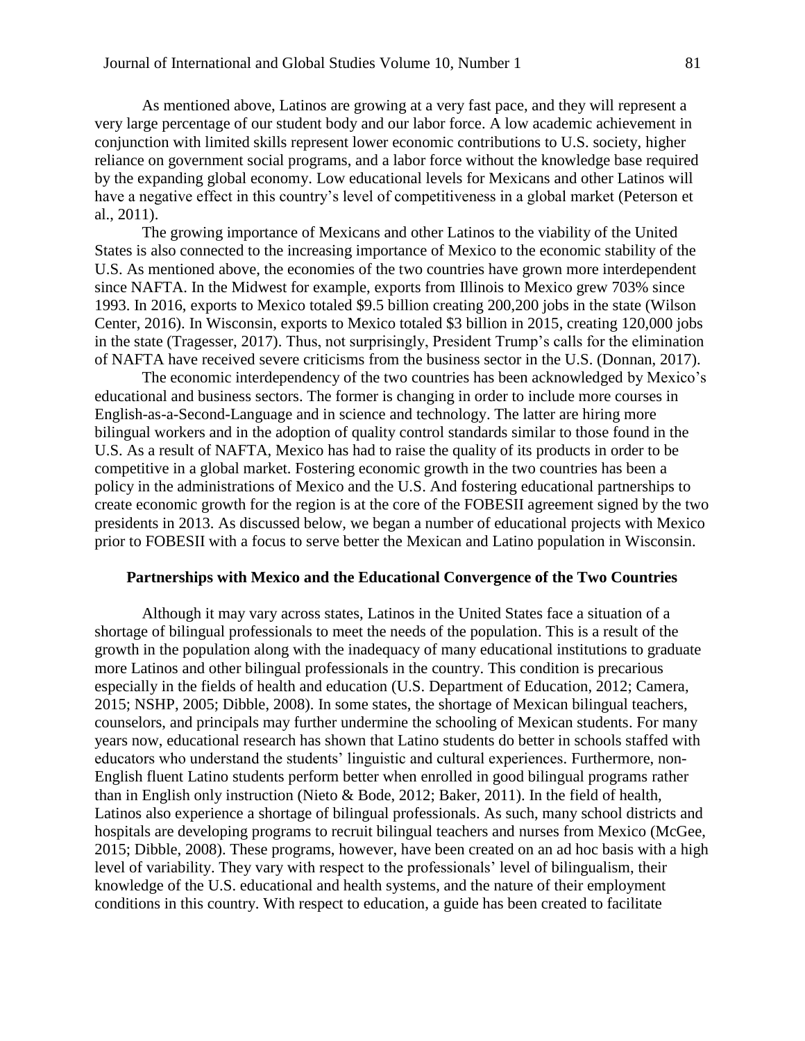As mentioned above, Latinos are growing at a very fast pace, and they will represent a very large percentage of our student body and our labor force. A low academic achievement in conjunction with limited skills represent lower economic contributions to U.S. society, higher reliance on government social programs, and a labor force without the knowledge base required by the expanding global economy. Low educational levels for Mexicans and other Latinos will have a negative effect in this country's level of competitiveness in a global market (Peterson et al., 2011).

The growing importance of Mexicans and other Latinos to the viability of the United States is also connected to the increasing importance of Mexico to the economic stability of the U.S. As mentioned above, the economies of the two countries have grown more interdependent since NAFTA. In the Midwest for example, exports from Illinois to Mexico grew 703% since 1993. In 2016, exports to Mexico totaled $9.5 billion creating 200,200 jobs in the state (Wilson Center, 2016). In Wisconsin, exports to Mexico totaled $3 billion in 2015, creating 120,000 jobs in the state (Tragesser, 2017). Thus, not surprisingly, President Trump's calls for the elimination of NAFTA have received severe criticisms from the business sector in the U.S. (Donnan, 2017).

The economic interdependency of the two countries has been acknowledged by Mexico's educational and business sectors. The former is changing in order to include more courses in English-as-a-Second-Language and in science and technology. The latter are hiring more bilingual workers and in the adoption of quality control standards similar to those found in the U.S. As a result of NAFTA, Mexico has had to raise the quality of its products in order to be competitive in a global market. Fostering economic growth in the two countries has been a policy in the administrations of Mexico and the U.S. And fostering educational partnerships to create economic growth for the region is at the core of the FOBESII agreement signed by the two presidents in 2013. As discussed below, we began a number of educational projects with Mexico prior to FOBESII with a focus to serve better the Mexican and Latino population in Wisconsin.

## Partnerships with Mexico and the Educational Convergence of the Two Countries

Although it may vary across states, Latinos in the United States face a situation of a shortage of bilingual professionals to meet the needs of the population. This is a result of the growth in the population along with the inadequacy of many educational institutions to graduate more Latinos and other bilingual professionals in the country. This condition is precarious especially in the fields of health and education (U.S. Department of Education, 2012; Camera, 2015; NSHP, 2005; Dibble, 2008). In some states, the shortage of Mexican bilingual teachers, counselors, and principals may further undermine the schooling of Mexican students. For many years now, educational research has shown that Latino students do better in schools staffed with educators who understand the students' linguistic and cultural experiences. Furthermore, non-English fluent Latino students perform better when enrolled in good bilingual programs rather than in English only instruction (Nieto & Bode, 2012; Baker, 2011). In the field of health, Latinos also experience a shortage of bilingual professionals. As such, many school districts and hospitals are developing programs to recruit bilingual teachers and nurses from Mexico (McGee, 2015; Dibble, 2008). These programs, however, have been created on an ad hoc basis with a high level of variability. They vary with respect to the professionals' level of bilingualism, their knowledge of the U.S. educational and health systems, and the nature of their employment conditions in this country. With respect to education, a guide has been created to facilitate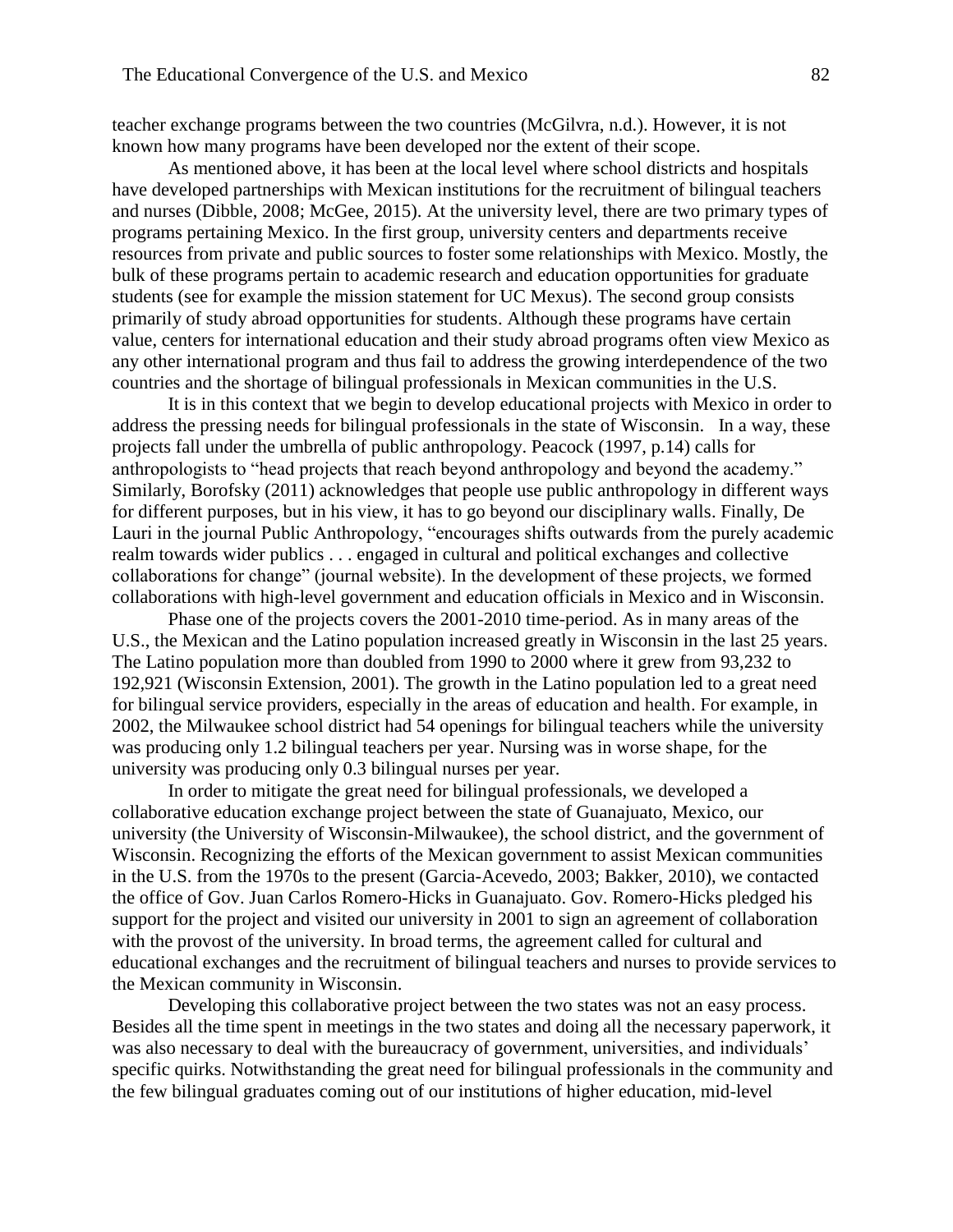teacher exchange programs between the two countries (McGilvra, n.d.). However, it is not known how many programs have been developed nor the extent of their scope.

As mentioned above, it has been at the local level where school districts and hospitals have developed partnerships with Mexican institutions for the recruitment of bilingual teachers and nurses (Dibble, 2008; McGee, 2015). At the university level, there are two primary types of programs pertaining Mexico. In the first group, university centers and departments receive resources from private and public sources to foster some relationships with Mexico. Mostly, the bulk of these programs pertain to academic research and education opportunities for graduate students (see for example the mission statement for UC Mexus). The second group consists primarily of study abroad opportunities for students. Although these programs have certain value, centers for international education and their study abroad programs often view Mexico as any other international program and thus fail to address the growing interdependence of the two countries and the shortage of bilingual professionals in Mexican communities in the U.S.

It is in this context that we begin to develop educational projects with Mexico in order to address the pressing needs for bilingual professionals in the state of Wisconsin. In a way, these projects fall under the umbrella of public anthropology. Peacock (1997, p.14) calls for anthropologists to "head projects that reach beyond anthropology and beyond the academy." Similarly, Borofsky (2011) acknowledges that people use public anthropology in different ways for different purposes, but in his view, it has to go beyond our disciplinary walls. Finally, De Lauri in the journal Public Anthropology, "encourages shifts outwards from the purely academic realm towards wider publics . . . engaged in cultural and political exchanges and collective collaborations for change" (journal website). In the development of these projects, we formed collaborations with high-level government and education officials in Mexico and in Wisconsin.

Phase one of the projects covers the 2001-2010 time-period. As in many areas of the U.S., the Mexican and the Latino population increased greatly in Wisconsin in the last 25 years. The Latino population more than doubled from 1990 to 2000 where it grew from 93,232 to 192,921 (Wisconsin Extension, 2001). The growth in the Latino population led to a great need for bilingual service providers, especially in the areas of education and health. For example, in 2002, the Milwaukee school district had 54 openings for bilingual teachers while the university was producing only 1.2 bilingual teachers per year. Nursing was in worse shape, for the university was producing only 0.3 bilingual nurses per year.

In order to mitigate the great need for bilingual professionals, we developed a collaborative education exchange project between the state of Guanajuato, Mexico, our university (the University of Wisconsin-Milwaukee), the school district, and the government of Wisconsin. Recognizing the efforts of the Mexican government to assist Mexican communities in the U.S. from the 1970s to the present (Garcia-Acevedo, 2003; Bakker, 2010), we contacted the office of Gov. Juan Carlos Romero-Hicks in Guanajuato. Gov. Romero-Hicks pledged his support for the project and visited our university in 2001 to sign an agreement of collaboration with the provost of the university. In broad terms, the agreement called for cultural and educational exchanges and the recruitment of bilingual teachers and nurses to provide services to the Mexican community in Wisconsin.

Developing this collaborative project between the two states was not an easy process. Besides all the time spent in meetings in the two states and doing all the necessary paperwork, it was also necessary to deal with the bureaucracy of government, universities, and individuals' specific quirks. Notwithstanding the great need for bilingual professionals in the community and the few bilingual graduates coming out of our institutions of higher education, mid-level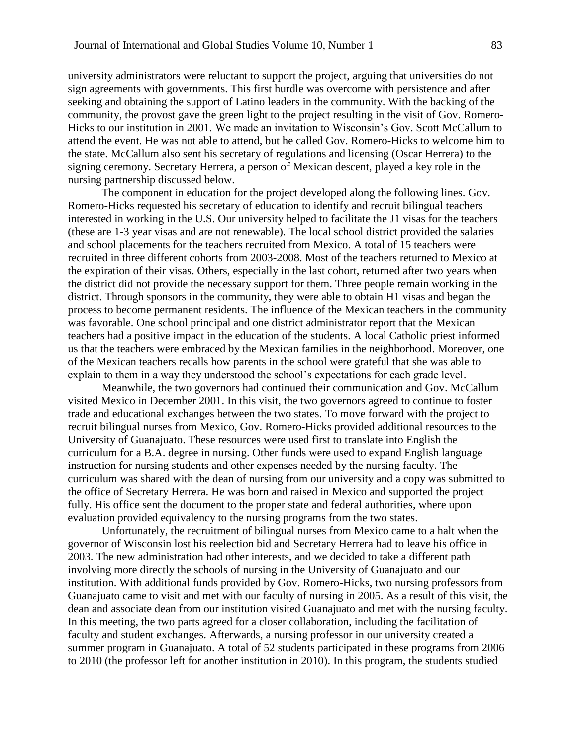university administrators were reluctant to support the project, arguing that universities do not sign agreements with governments. This first hurdle was overcome with persistence and after seeking and obtaining the support of Latino leaders in the community. With the backing of the community, the provost gave the green light to the project resulting in the visit of Gov. Romero-Hicks to our institution in 2001. We made an invitation to Wisconsin's Gov. Scott McCallum to attend the event. He was not able to attend, but he called Gov. Romero-Hicks to welcome him to the state. McCallum also sent his secretary of regulations and licensing (Oscar Herrera) to the signing ceremony. Secretary Herrera, a person of Mexican descent, played a key role in the nursing partnership discussed below.

The component in education for the project developed along the following lines. Gov. Romero-Hicks requested his secretary of education to identify and recruit bilingual teachers interested in working in the U.S. Our university helped to facilitate the J1 visas for the teachers (these are 1-3 year visas and are not renewable). The local school district provided the salaries and school placements for the teachers recruited from Mexico. A total of 15 teachers were recruited in three different cohorts from 2003-2008. Most of the teachers returned to Mexico at the expiration of their visas. Others, especially in the last cohort, returned after two years when the district did not provide the necessary support for them. Three people remain working in the district. Through sponsors in the community, they were able to obtain H1 visas and began the process to become permanent residents. The influence of the Mexican teachers in the community was favorable. One school principal and one district administrator report that the Mexican teachers had a positive impact in the education of the students. A local Catholic priest informed us that the teachers were embraced by the Mexican families in the neighborhood. Moreover, one of the Mexican teachers recalls how parents in the school were grateful that she was able to explain to them in a way they understood the school's expectations for each grade level.

Meanwhile, the two governors had continued their communication and Gov. McCallum visited Mexico in December 2001. In this visit, the two governors agreed to continue to foster trade and educational exchanges between the two states. To move forward with the project to recruit bilingual nurses from Mexico, Gov. Romero-Hicks provided additional resources to the University of Guanajuato. These resources were used first to translate into English the curriculum for a B.A. degree in nursing. Other funds were used to expand English language instruction for nursing students and other expenses needed by the nursing faculty. The curriculum was shared with the dean of nursing from our university and a copy was submitted to the office of Secretary Herrera. He was born and raised in Mexico and supported the project fully. His office sent the document to the proper state and federal authorities, where upon evaluation provided equivalency to the nursing programs from the two states.

Unfortunately, the recruitment of bilingual nurses from Mexico came to a halt when the governor of Wisconsin lost his reelection bid and Secretary Herrera had to leave his office in 2003. The new administration had other interests, and we decided to take a different path involving more directly the schools of nursing in the University of Guanajuato and our institution. With additional funds provided by Gov. Romero-Hicks, two nursing professors from Guanajuato came to visit and met with our faculty of nursing in 2005. As a result of this visit, the dean and associate dean from our institution visited Guanajuato and met with the nursing faculty. In this meeting, the two parts agreed for a closer collaboration, including the facilitation of faculty and student exchanges. Afterwards, a nursing professor in our university created a summer program in Guanajuato. A total of 52 students participated in these programs from 2006 to 2010 (the professor left for another institution in 2010). In this program, the students studied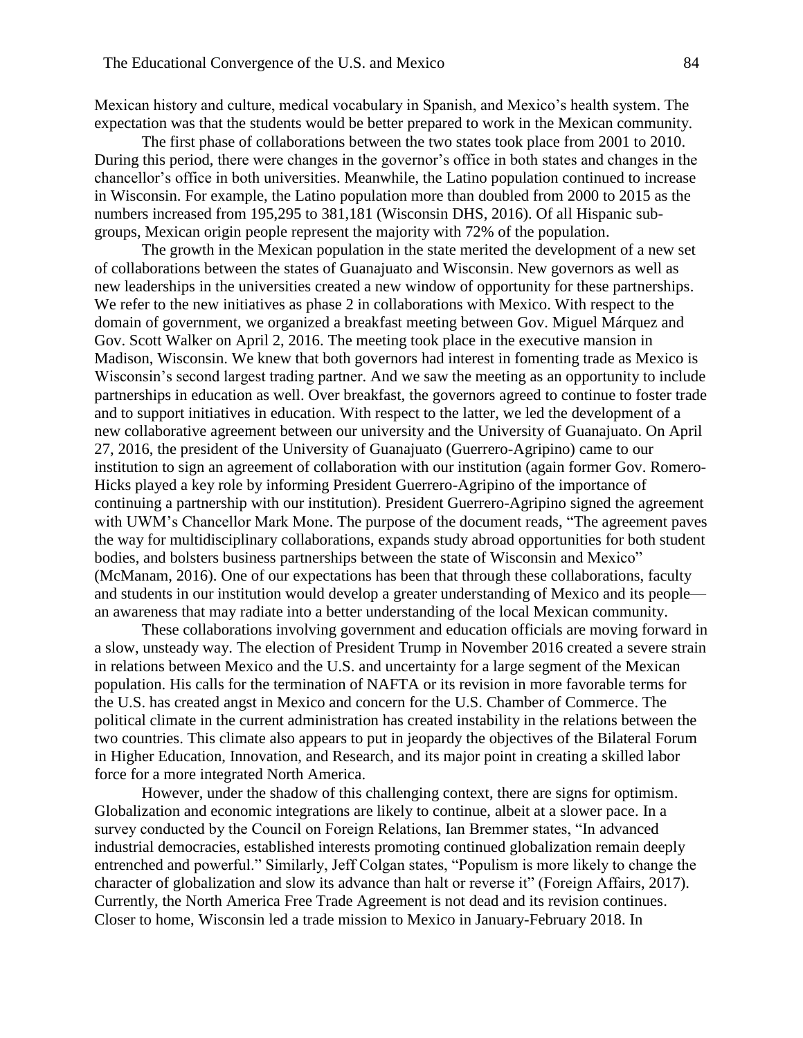Mexican history and culture, medical vocabulary in Spanish, and Mexico's health system. The expectation was that the students would be better prepared to work in the Mexican community.

The first phase of collaborations between the two states took place from 2001 to 2010. During this period, there were changes in the governor's office in both states and changes in the chancellor's office in both universities. Meanwhile, the Latino population continued to increase in Wisconsin. For example, the Latino population more than doubled from 2000 to 2015 as the numbers increased from 195,295 to 381,181 (Wisconsin DHS, 2016). Of all Hispanic sub-groups, Mexican origin people represent the majority with 72% of the population.

The growth in the Mexican population in the state merited the development of a new set of collaborations between the states of Guanajuato and Wisconsin. New governors as well as new leaderships in the universities created a new window of opportunity for these partnerships. We refer to the new initiatives as phase 2 in collaborations with Mexico. With respect to the domain of government, we organized a breakfast meeting between Gov. Miguel Márquez and Gov. Scott Walker on April 2, 2016. The meeting took place in the executive mansion in Madison, Wisconsin. We knew that both governors had interest in fomenting trade as Mexico is Wisconsin's second largest trading partner. And we saw the meeting as an opportunity to include partnerships in education as well. Over breakfast, the governors agreed to continue to foster trade and to support initiatives in education. With respect to the latter, we led the development of a new collaborative agreement between our university and the University of Guanajuato. On April 27, 2016, the president of the University of Guanajuato (Guerrero-Agripino) came to our institution to sign an agreement of collaboration with our institution (again former Gov. Romero-Hicks played a key role by informing President Guerrero-Agripino of the importance of continuing a partnership with our institution). President Guerrero-Agripino signed the agreement with UWM's Chancellor Mark Mone. The purpose of the document reads, "The agreement paves the way for multidisciplinary collaborations, expands study abroad opportunities for both student bodies, and bolsters business partnerships between the state of Wisconsin and Mexico" (McManam, 2016). One of our expectations has been that through these collaborations, faculty and students in our institution would develop a greater understanding of Mexico and its people—an awareness that may radiate into a better understanding of the local Mexican community.

These collaborations involving government and education officials are moving forward in a slow, unsteady way. The election of President Trump in November 2016 created a severe strain in relations between Mexico and the U.S. and uncertainty for a large segment of the Mexican population. His calls for the termination of NAFTA or its revision in more favorable terms for the U.S. has created angst in Mexico and concern for the U.S. Chamber of Commerce. The political climate in the current administration has created instability in the relations between the two countries. This climate also appears to put in jeopardy the objectives of the Bilateral Forum in Higher Education, Innovation, and Research, and its major point in creating a skilled labor force for a more integrated North America.

However, under the shadow of this challenging context, there are signs for optimism. Globalization and economic integrations are likely to continue, albeit at a slower pace. In a survey conducted by the Council on Foreign Relations, Ian Bremmer states, "In advanced industrial democracies, established interests promoting continued globalization remain deeply entrenched and powerful." Similarly, Jeff Colgan states, "Populism is more likely to change the character of globalization and slow its advance than halt or reverse it" (Foreign Affairs, 2017). Currently, the North America Free Trade Agreement is not dead and its revision continues. Closer to home, Wisconsin led a trade mission to Mexico in January-February 2018. In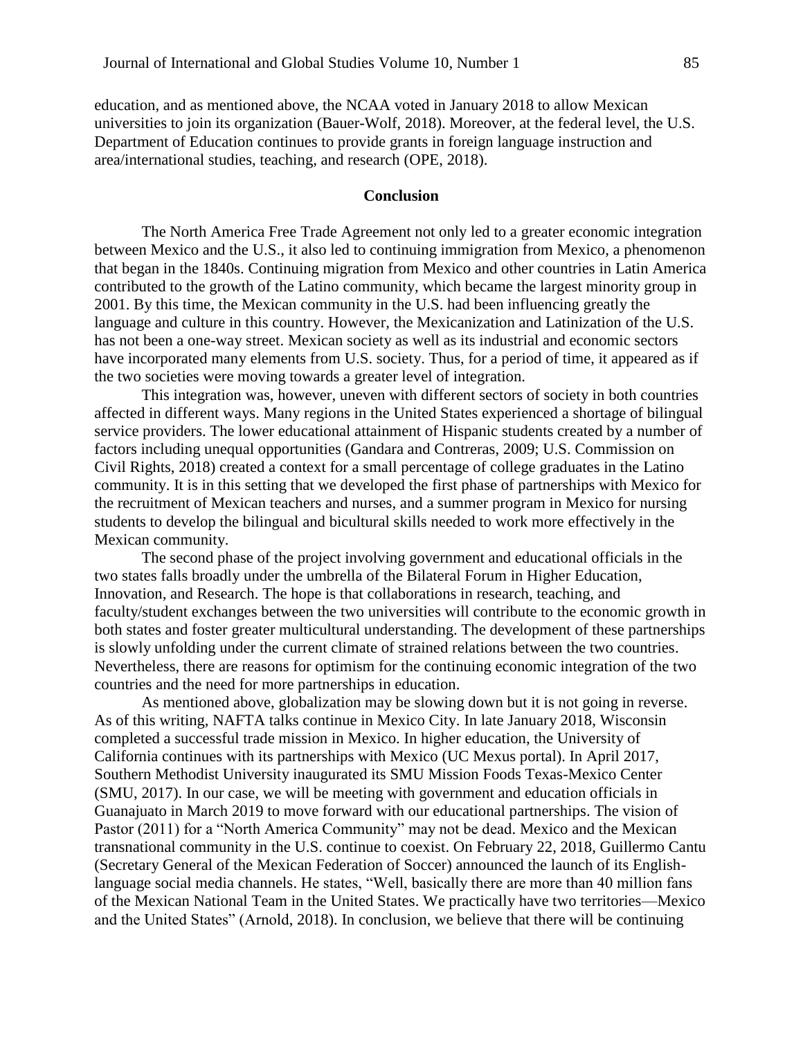education, and as mentioned above, the NCAA voted in January 2018 to allow Mexican universities to join its organization (Bauer-Wolf, 2018). Moreover, at the federal level, the U.S. Department of Education continues to provide grants in foreign language instruction and area/international studies, teaching, and research (OPE, 2018).

## Conclusion

The North America Free Trade Agreement not only led to a greater economic integration between Mexico and the U.S., it also led to continuing immigration from Mexico, a phenomenon that began in the 1840s. Continuing migration from Mexico and other countries in Latin America contributed to the growth of the Latino community, which became the largest minority group in 2001. By this time, the Mexican community in the U.S. had been influencing greatly the language and culture in this country. However, the Mexicanization and Latinization of the U.S. has not been a one-way street. Mexican society as well as its industrial and economic sectors have incorporated many elements from U.S. society. Thus, for a period of time, it appeared as if the two societies were moving towards a greater level of integration.

This integration was, however, uneven with different sectors of society in both countries affected in different ways. Many regions in the United States experienced a shortage of bilingual service providers. The lower educational attainment of Hispanic students created by a number of factors including unequal opportunities (Gandara and Contreras, 2009; U.S. Commission on Civil Rights, 2018) created a context for a small percentage of college graduates in the Latino community. It is in this setting that we developed the first phase of partnerships with Mexico for the recruitment of Mexican teachers and nurses, and a summer program in Mexico for nursing students to develop the bilingual and bicultural skills needed to work more effectively in the Mexican community.

The second phase of the project involving government and educational officials in the two states falls broadly under the umbrella of the Bilateral Forum in Higher Education, Innovation, and Research. The hope is that collaborations in research, teaching, and faculty/student exchanges between the two universities will contribute to the economic growth in both states and foster greater multicultural understanding. The development of these partnerships is slowly unfolding under the current climate of strained relations between the two countries. Nevertheless, there are reasons for optimism for the continuing economic integration of the two countries and the need for more partnerships in education.

As mentioned above, globalization may be slowing down but it is not going in reverse. As of this writing, NAFTA talks continue in Mexico City. In late January 2018, Wisconsin completed a successful trade mission in Mexico. In higher education, the University of California continues with its partnerships with Mexico (UC Mexus portal). In April 2017, Southern Methodist University inaugurated its SMU Mission Foods Texas-Mexico Center (SMU, 2017). In our case, we will be meeting with government and education officials in Guanajuato in March 2019 to move forward with our educational partnerships. The vision of Pastor (2011) for a "North America Community" may not be dead. Mexico and the Mexican transnational community in the U.S. continue to coexist. On February 22, 2018, Guillermo Cantu (Secretary General of the Mexican Federation of Soccer) announced the launch of its English-language social media channels. He states, "Well, basically there are more than 40 million fans of the Mexican National Team in the United States. We practically have two territories—Mexico and the United States" (Arnold, 2018). In conclusion, we believe that there will be continuing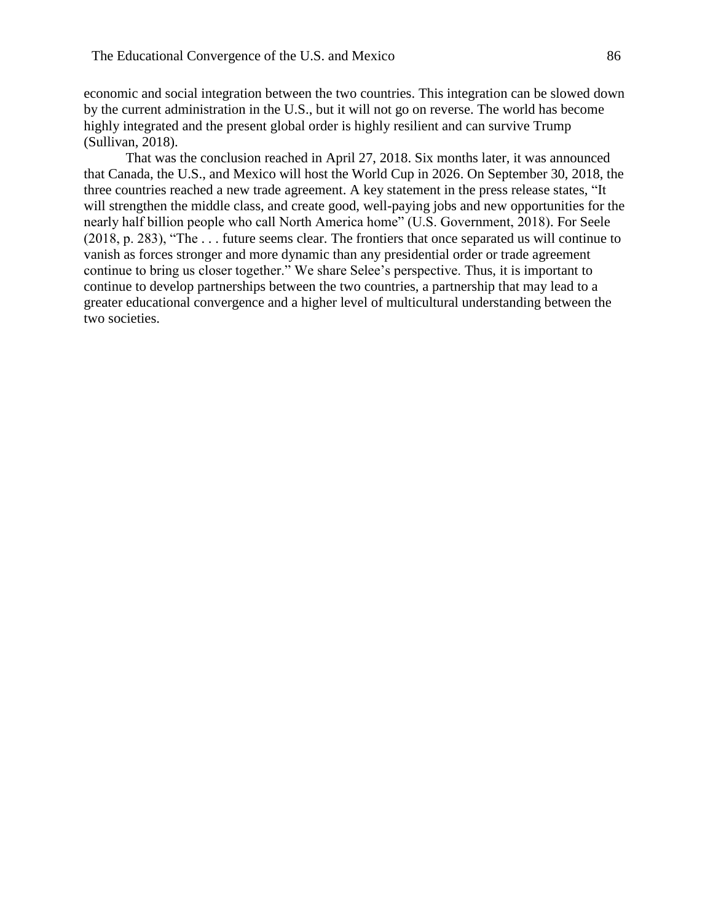economic and social integration between the two countries. This integration can be slowed down by the current administration in the U.S., but it will not go on reverse. The world has become highly integrated and the present global order is highly resilient and can survive Trump (Sullivan, 2018).

That was the conclusion reached in April 27, 2018. Six months later, it was announced that Canada, the U.S., and Mexico will host the World Cup in 2026. On September 30, 2018, the three countries reached a new trade agreement. A key statement in the press release states, "It will strengthen the middle class, and create good, well-paying jobs and new opportunities for the nearly half billion people who call North America home" (U.S. Government, 2018). For Seele (2018, p. 283), "The . . . future seems clear. The frontiers that once separated us will continue to vanish as forces stronger and more dynamic than any presidential order or trade agreement continue to bring us closer together." We share Selee's perspective. Thus, it is important to continue to develop partnerships between the two countries, a partnership that may lead to a greater educational convergence and a higher level of multicultural understanding between the two societies.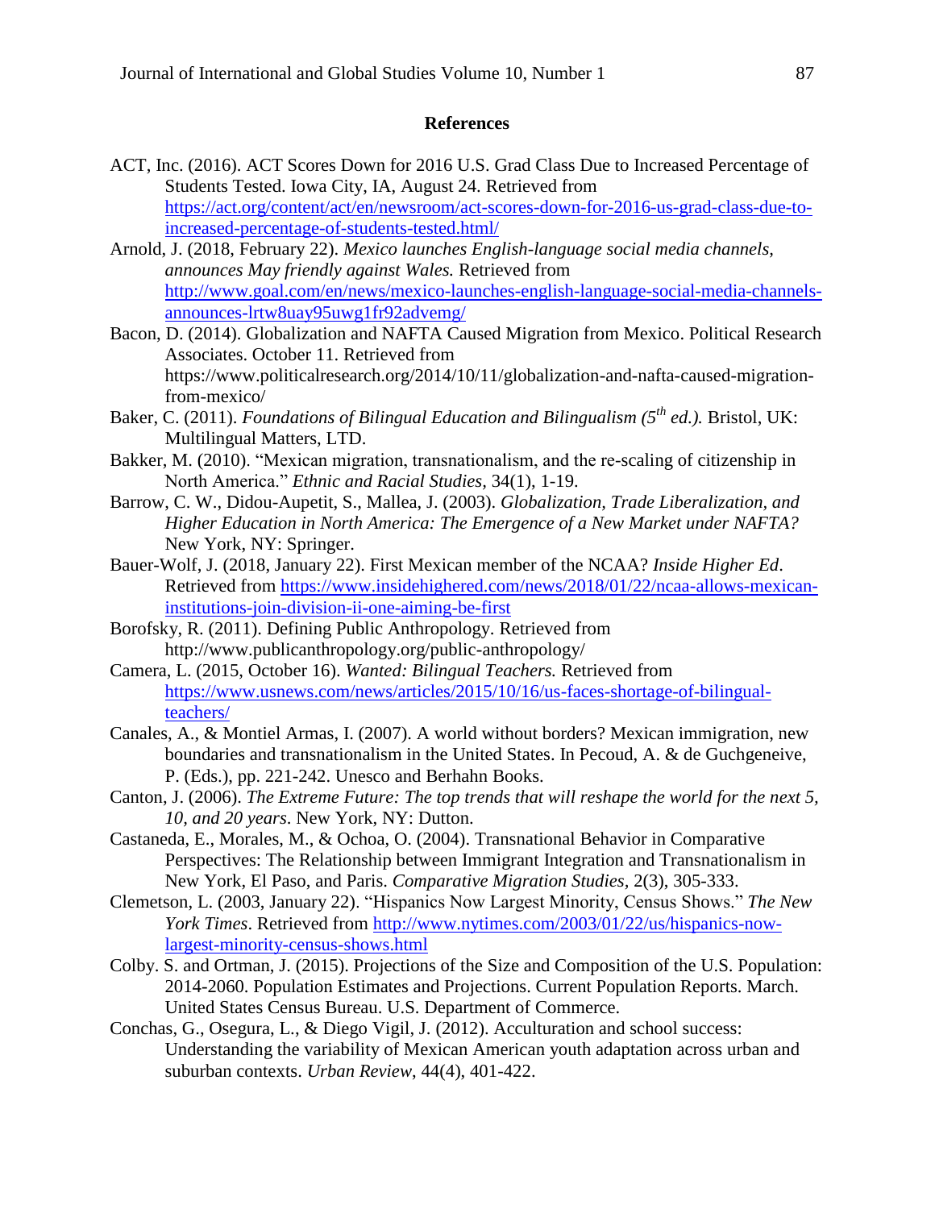## References

ACT, Inc. (2016). ACT Scores Down for 2016 U.S. Grad Class Due to Increased Percentage of Students Tested. Iowa City, IA, August 24. Retrieved from https://act.org/content/act/en/newsroom/act-scores-down-for-2016-us-grad-class-due-to-increased-percentage-of-students-tested.html/

Arnold, J. (2018, February 22). *Mexico launches English-language social media channels, announces May friendly against Wales.* Retrieved from http://www.goal.com/en/news/mexico-launches-english-language-social-media-channels-announces-lrtw8uay95uwg1fr92advemg/

Bacon, D. (2014). Globalization and NAFTA Caused Migration from Mexico. Political Research Associates. October 11. Retrieved from https://www.politicalresearch.org/2014/10/11/globalization-and-nafta-caused-migration-from-mexico/

Baker, C. (2011). *Foundations of Bilingual Education and Bilingualism (5th ed.).* Bristol, UK: Multilingual Matters, LTD.

Bakker, M. (2010). "Mexican migration, transnationalism, and the re-scaling of citizenship in North America." *Ethnic and Racial Studies*, 34(1), 1-19.

Barrow, C. W., Didou-Aupetit, S., Mallea, J. (2003). *Globalization, Trade Liberalization, and Higher Education in North America: The Emergence of a New Market under NAFTA?* New York, NY: Springer.

Bauer-Wolf, J. (2018, January 22). First Mexican member of the NCAA? *Inside Higher Ed*. Retrieved from https://www.insidehighered.com/news/2018/01/22/ncaa-allows-mexican-institutions-join-division-ii-one-aiming-be-first

Borofsky, R. (2011). Defining Public Anthropology. Retrieved from http://www.publicanthropology.org/public-anthropology/

Camera, L. (2015, October 16). *Wanted: Bilingual Teachers.* Retrieved from https://www.usnews.com/news/articles/2015/10/16/us-faces-shortage-of-bilingual-teachers/

Canales, A., & Montiel Armas, I. (2007). A world without borders? Mexican immigration, new boundaries and transnationalism in the United States. In Pecoud, A. & de Guchgeneive, P. (Eds.), pp. 221-242. Unesco and Berhahn Books.

Canton, J. (2006). *The Extreme Future: The top trends that will reshape the world for the next 5, 10, and 20 years*. New York, NY: Dutton.

Castaneda, E., Morales, M., & Ochoa, O. (2004). Transnational Behavior in Comparative Perspectives: The Relationship between Immigrant Integration and Transnationalism in New York, El Paso, and Paris. *Comparative Migration Studies*, 2(3), 305-333.

Clemetson, L. (2003, January 22). "Hispanics Now Largest Minority, Census Shows." *The New York Times*. Retrieved from http://www.nytimes.com/2003/01/22/us/hispanics-now-largest-minority-census-shows.html

Colby. S. and Ortman, J. (2015). Projections of the Size and Composition of the U.S. Population: 2014-2060. Population Estimates and Projections. Current Population Reports. March. United States Census Bureau. U.S. Department of Commerce.

Conchas, G., Osegura, L., & Diego Vigil, J. (2012). Acculturation and school success: Understanding the variability of Mexican American youth adaptation across urban and suburban contexts. *Urban Review*, 44(4), 401-422.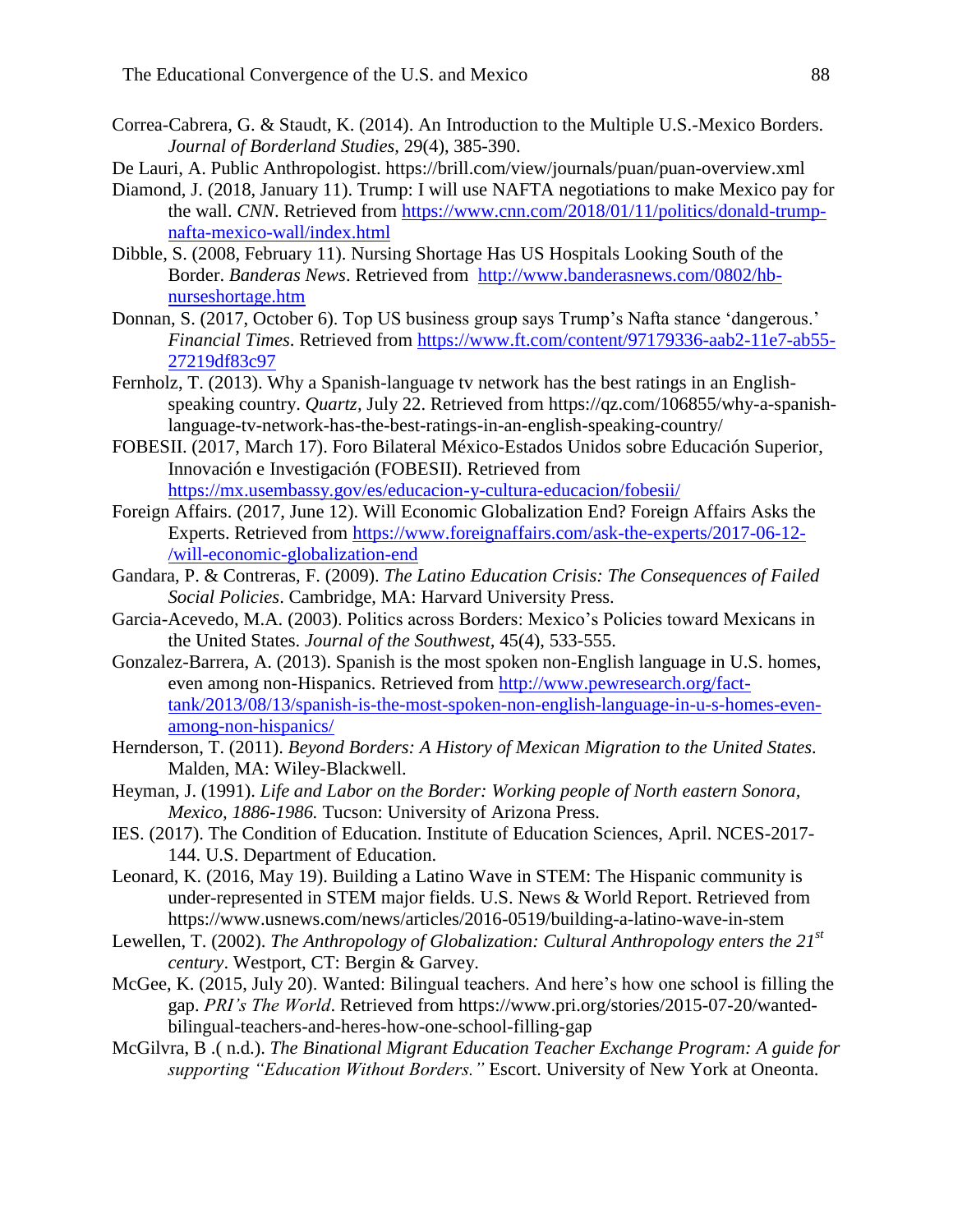Correa-Cabrera, G. & Staudt, K. (2014). An Introduction to the Multiple U.S.-Mexico Borders. *Journal of Borderland Studies,* 29(4), 385-390.

De Lauri, A. Public Anthropologist. https://brill.com/view/journals/puan/puan-overview.xml

Diamond, J. (2018, January 11). Trump: I will use NAFTA negotiations to make Mexico pay for the wall. *CNN*. Retrieved from https://www.cnn.com/2018/01/11/politics/donald-trump-nafta-mexico-wall/index.html

Dibble, S. (2008, February 11). Nursing Shortage Has US Hospitals Looking South of the Border. *Banderas News*. Retrieved from http://www.banderasnews.com/0802/hb-nurseshortage.htm

Donnan, S. (2017, October 6). Top US business group says Trump's Nafta stance 'dangerous.' *Financial Times*. Retrieved from https://www.ft.com/content/97179336-aab2-11e7-ab55-27219df83c97

Fernholz, T. (2013). Why a Spanish-language tv network has the best ratings in an English-speaking country. *Quartz,* July 22. Retrieved from https://qz.com/106855/why-a-spanish-language-tv-network-has-the-best-ratings-in-an-english-speaking-country/

FOBESII. (2017, March 17). Foro Bilateral México-Estados Unidos sobre Educación Superior, Innovación e Investigación (FOBESII). Retrieved from https://mx.usembassy.gov/es/educacion-y-cultura-educacion/fobesii/

Foreign Affairs. (2017, June 12). Will Economic Globalization End? Foreign Affairs Asks the Experts. Retrieved from https://www.foreignaffairs.com/ask-the-experts/2017-06-12-/will-economic-globalization-end

Gandara, P. & Contreras, F. (2009). *The Latino Education Crisis: The Consequences of Failed Social Policies*. Cambridge, MA: Harvard University Press.

Garcia-Acevedo, M.A. (2003). Politics across Borders: Mexico's Policies toward Mexicans in the United States. *Journal of the Southwest,* 45(4), 533-555.

Gonzalez-Barrera, A. (2013). Spanish is the most spoken non-English language in U.S. homes, even among non-Hispanics. Retrieved from http://www.pewresearch.org/fact-tank/2013/08/13/spanish-is-the-most-spoken-non-english-language-in-u-s-homes-even-among-non-hispanics/

Hernderson, T. (2011). *Beyond Borders: A History of Mexican Migration to the United States.* Malden, MA: Wiley-Blackwell.

Heyman, J. (1991). *Life and Labor on the Border: Working people of North eastern Sonora, Mexico, 1886-1986.* Tucson: University of Arizona Press.

IES. (2017). The Condition of Education. Institute of Education Sciences, April. NCES-2017-144. U.S. Department of Education.

Leonard, K. (2016, May 19). Building a Latino Wave in STEM: The Hispanic community is under-represented in STEM major fields. U.S. News & World Report. Retrieved from https://www.usnews.com/news/articles/2016-0519/building-a-latino-wave-in-stem

Lewellen, T. (2002). *The Anthropology of Globalization: Cultural Anthropology enters the 21st century*. Westport, CT: Bergin & Garvey.

McGee, K. (2015, July 20). Wanted: Bilingual teachers. And here's how one school is filling the gap. *PRI's The World*. Retrieved from https://www.pri.org/stories/2015-07-20/wanted-bilingual-teachers-and-heres-how-one-school-filling-gap

McGilvra, B .( n.d.). *The Binational Migrant Education Teacher Exchange Program: A guide for supporting "Education Without Borders."* Escort. University of New York at Oneonta.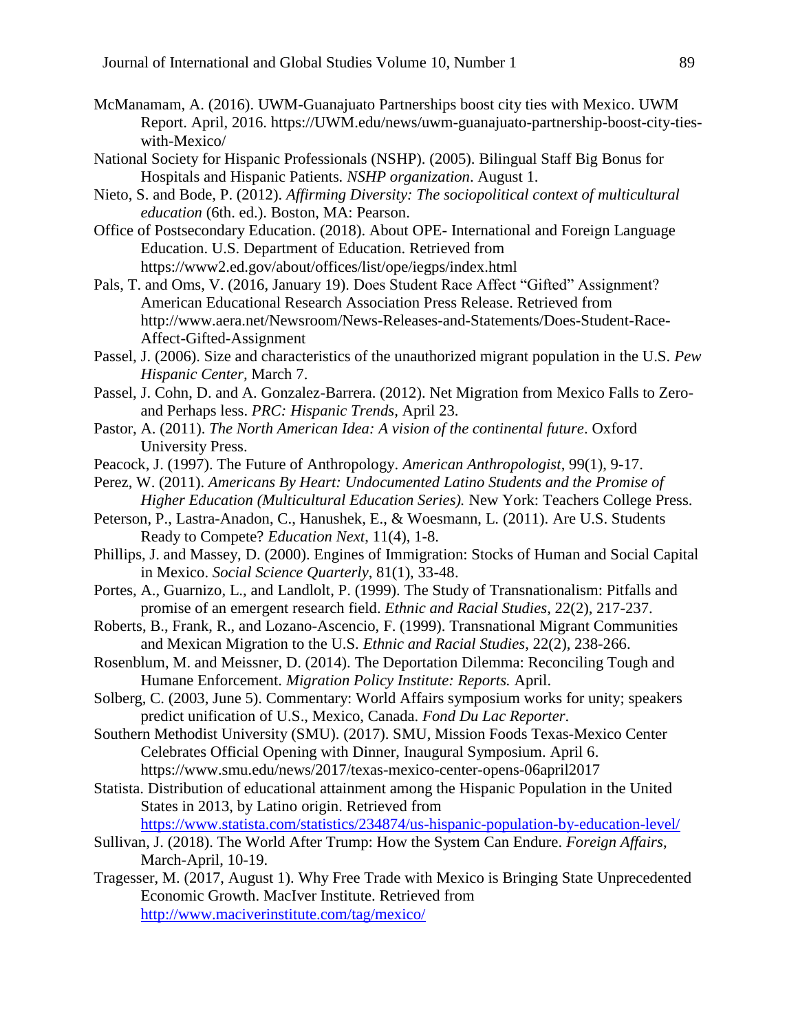McManamam, A. (2016). UWM-Guanajuato Partnerships boost city ties with Mexico. UWM Report. April, 2016. https://UWM.edu/news/uwm-guanajuato-partnership-boost-city-ties-with-Mexico/

National Society for Hispanic Professionals (NSHP). (2005). Bilingual Staff Big Bonus for Hospitals and Hispanic Patients. *NSHP organization*. August 1.

Nieto, S. and Bode, P. (2012). *Affirming Diversity: The sociopolitical context of multicultural education* (6th. ed.). Boston, MA: Pearson.

Office of Postsecondary Education. (2018). About OPE- International and Foreign Language Education. U.S. Department of Education. Retrieved from https://www2.ed.gov/about/offices/list/ope/iegps/index.html

Pals, T. and Oms, V. (2016, January 19). Does Student Race Affect "Gifted" Assignment? American Educational Research Association Press Release. Retrieved from http://www.aera.net/Newsroom/News-Releases-and-Statements/Does-Student-Race-Affect-Gifted-Assignment

Passel, J. (2006). Size and characteristics of the unauthorized migrant population in the U.S. *Pew Hispanic Center,* March 7.

Passel, J. Cohn, D. and A. Gonzalez-Barrera. (2012). Net Migration from Mexico Falls to Zero-and Perhaps less. *PRC: Hispanic Trends,* April 23.

Pastor, A. (2011). *The North American Idea: A vision of the continental future*. Oxford University Press.

Peacock, J. (1997). The Future of Anthropology. *American Anthropologist*, 99(1), 9-17.

Perez, W. (2011). *Americans By Heart: Undocumented Latino Students and the Promise of Higher Education (Multicultural Education Series).* New York: Teachers College Press.

Peterson, P., Lastra-Anadon, C., Hanushek, E., & Woesmann, L. (2011). Are U.S. Students Ready to Compete? *Education Next,* 11(4), 1-8.

Phillips, J. and Massey, D. (2000). Engines of Immigration: Stocks of Human and Social Capital in Mexico. *Social Science Quarterly*, 81(1), 33-48.

Portes, A., Guarnizo, L., and Landlolt, P. (1999). The Study of Transnationalism: Pitfalls and promise of an emergent research field. *Ethnic and Racial Studies*, 22(2), 217-237.

Roberts, B., Frank, R., and Lozano-Ascencio, F. (1999). Transnational Migrant Communities and Mexican Migration to the U.S. *Ethnic and Racial Studies*, 22(2), 238-266.

Rosenblum, M. and Meissner, D. (2014). The Deportation Dilemma: Reconciling Tough and Humane Enforcement. *Migration Policy Institute: Reports.* April.

Solberg, C. (2003, June 5). Commentary: World Affairs symposium works for unity; speakers predict unification of U.S., Mexico, Canada. *Fond Du Lac Reporter*.

Southern Methodist University (SMU). (2017). SMU, Mission Foods Texas-Mexico Center Celebrates Official Opening with Dinner, Inaugural Symposium. April 6. https://www.smu.edu/news/2017/texas-mexico-center-opens-06april2017

Statista. Distribution of educational attainment among the Hispanic Population in the United States in 2013, by Latino origin. Retrieved from https://www.statista.com/statistics/234874/us-hispanic-population-by-education-level/

Sullivan, J. (2018). The World After Trump: How the System Can Endure. *Foreign Affairs*, March-April, 10-19.

Tragesser, M. (2017, August 1). Why Free Trade with Mexico is Bringing State Unprecedented Economic Growth. MacIver Institute. Retrieved from http://www.maciverinstitute.com/tag/mexico/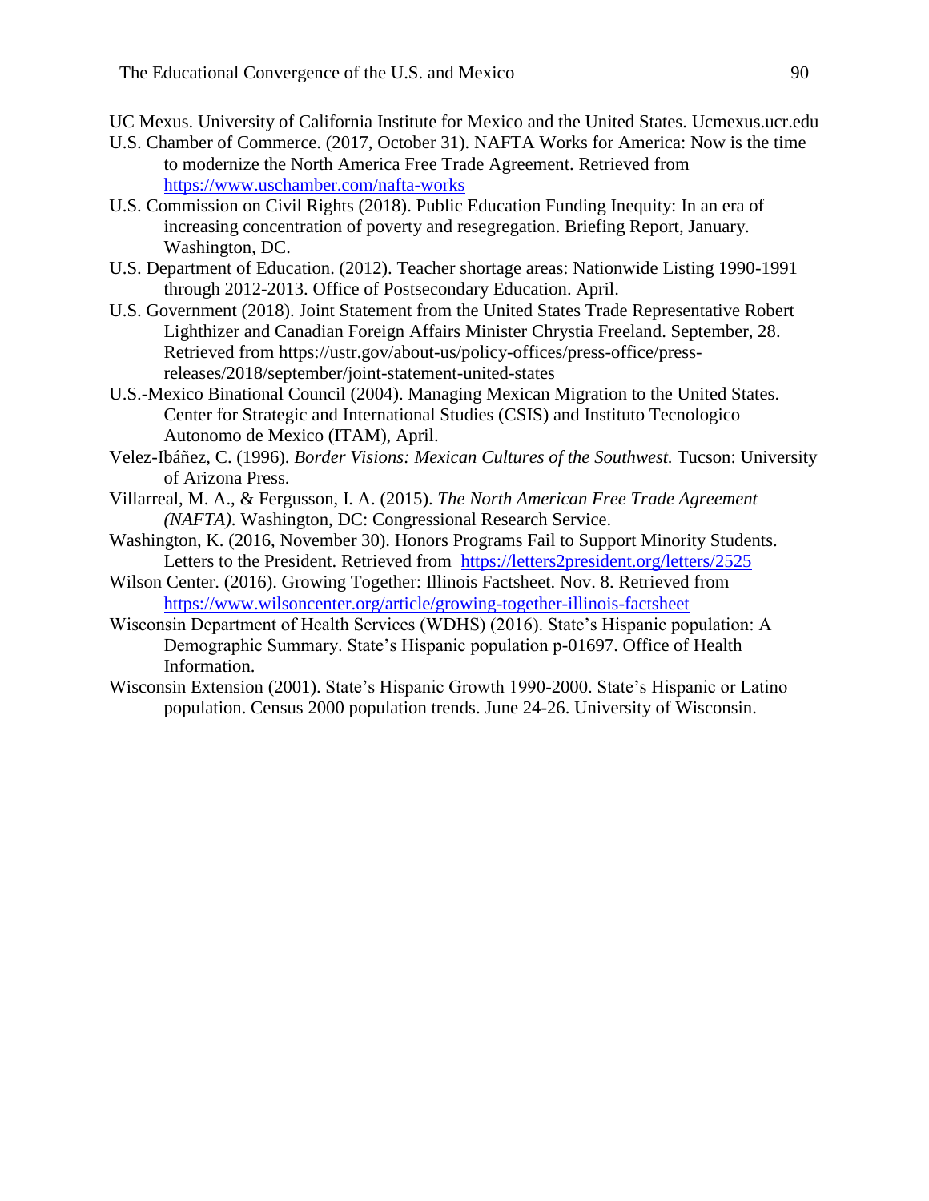UC Mexus. University of California Institute for Mexico and the United States. Ucmexus.ucr.edu

U.S. Chamber of Commerce. (2017, October 31). NAFTA Works for America: Now is the time to modernize the North America Free Trade Agreement. Retrieved from https://www.uschamber.com/nafta-works

U.S. Commission on Civil Rights (2018). Public Education Funding Inequity: In an era of increasing concentration of poverty and resegregation. Briefing Report, January. Washington, DC.

U.S. Department of Education. (2012). Teacher shortage areas: Nationwide Listing 1990-1991 through 2012-2013. Office of Postsecondary Education. April.

U.S. Government (2018). Joint Statement from the United States Trade Representative Robert Lighthizer and Canadian Foreign Affairs Minister Chrystia Freeland. September, 28. Retrieved from https://ustr.gov/about-us/policy-offices/press-office/press-releases/2018/september/joint-statement-united-states

U.S.-Mexico Binational Council (2004). Managing Mexican Migration to the United States. Center for Strategic and International Studies (CSIS) and Instituto Tecnologico Autonomo de Mexico (ITAM), April.

Velez-Ibáñez, C. (1996). *Border Visions: Mexican Cultures of the Southwest.* Tucson: University of Arizona Press.

Villarreal, M. A., & Fergusson, I. A. (2015). *The North American Free Trade Agreement (NAFTA)*. Washington, DC: Congressional Research Service.

Washington, K. (2016, November 30). Honors Programs Fail to Support Minority Students. Letters to the President. Retrieved from https://letters2president.org/letters/2525

Wilson Center. (2016). Growing Together: Illinois Factsheet. Nov. 8. Retrieved from https://www.wilsoncenter.org/article/growing-together-illinois-factsheet

Wisconsin Department of Health Services (WDHS) (2016). State's Hispanic population: A Demographic Summary. State's Hispanic population p-01697. Office of Health Information.

Wisconsin Extension (2001). State's Hispanic Growth 1990-2000. State's Hispanic or Latino population. Census 2000 population trends. June 24-26. University of Wisconsin.